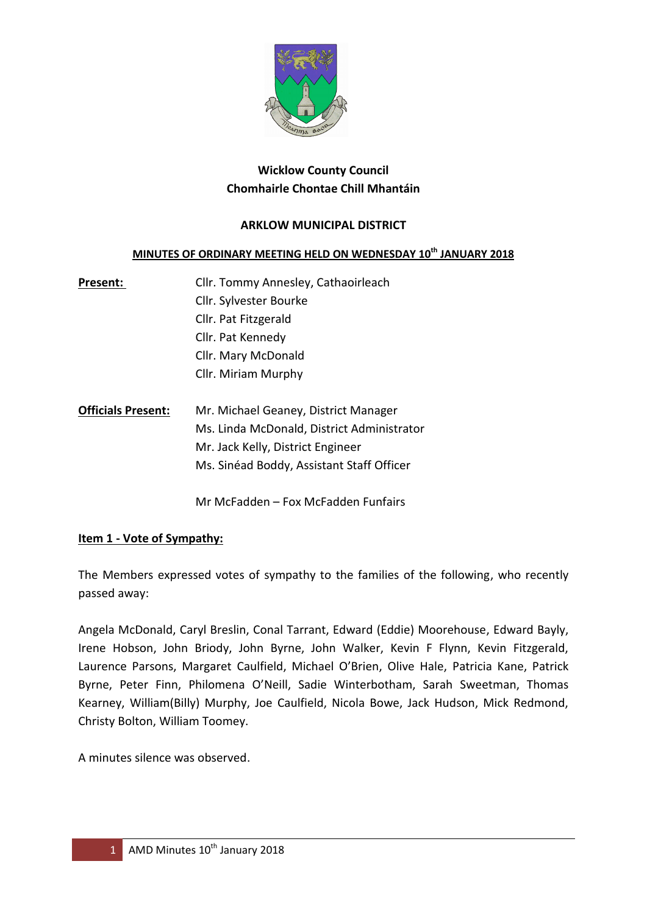**Wicklow County Council**
**Chomhairle Chontae Chill Mhantáin**

**ARKLOW MUNICIPAL DISTRICT**

**MINUTES OF ORDINARY MEETING HELD ON WEDNESDAY 10th JANUARY 2018**

| **Present:** | Cllr. Tommy Annesley, Cathaoirleach |
|---|---|
| | Cllr. Sylvester Bourke |
| | Cllr. Pat Fitzgerald |
| | Cllr. Pat Kennedy |
| | Cllr. Mary McDonald |
| | Cllr. Miriam Murphy |
| **Officials Present:** | Mr. Michael Geaney, District Manager |
| | Ms. Linda McDonald, District Administrator |
| | Mr. Jack Kelly, District Engineer |
| | Ms. Sinéad Boddy, Assistant Staff Officer |
| | Mr McFadden – Fox McFadden Funfairs |

**Item 1 - Vote of Sympathy:**

The Members expressed votes of sympathy to the families of the following, who recently passed away:

Angela McDonald, Caryl Breslin, Conal Tarrant, Edward (Eddie) Moorehouse, Edward Bayly, Irene Hobson, John Briody, John Byrne, John Walker, Kevin F Flynn, Kevin Fitzgerald, Laurence Parsons, Margaret Caulfield, Michael O'Brien, Olive Hale, Patricia Kane, Patrick Byrne, Peter Finn, Philomena O'Neill, Sadie Winterbotham, Sarah Sweetman, Thomas Kearney, William(Billy) Murphy, Joe Caulfield, Nicola Bowe, Jack Hudson, Mick Redmond, Christy Bolton, William Toomey.

A minutes silence was observed.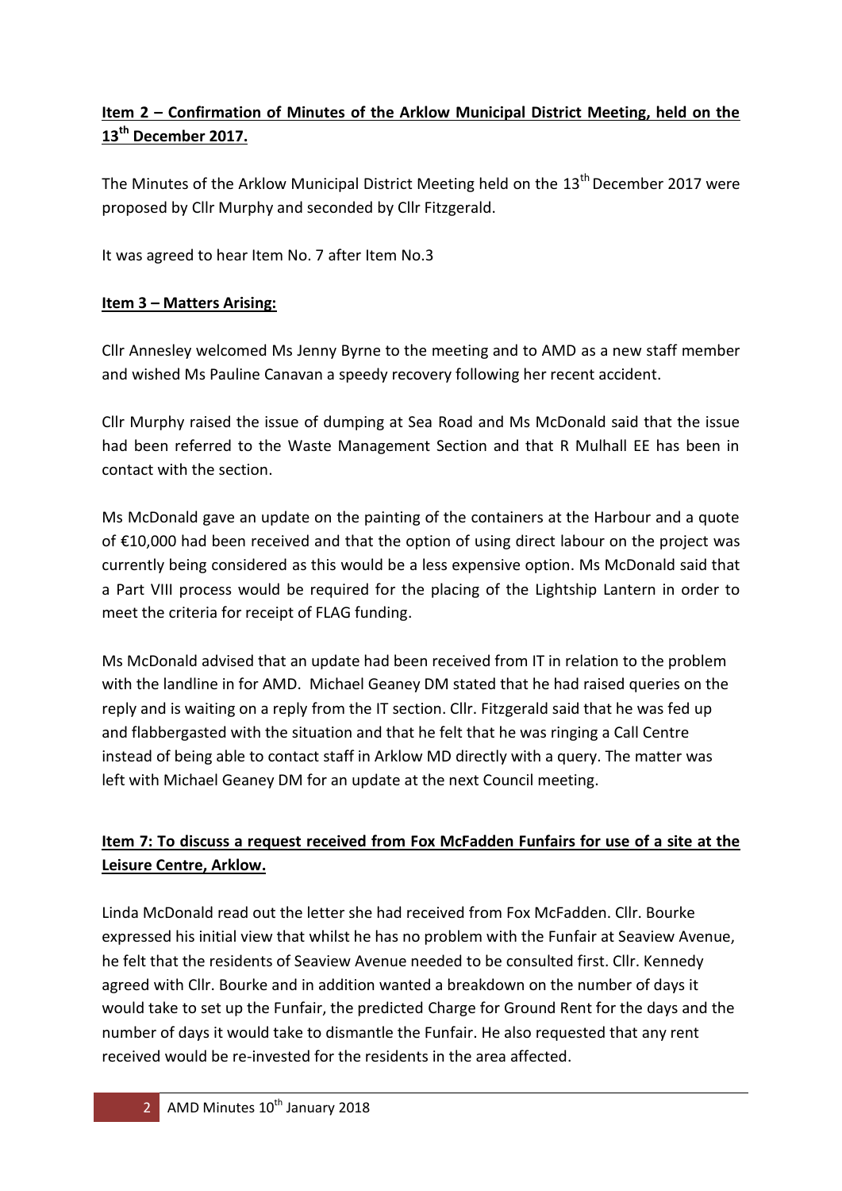**Item 2 – Confirmation of Minutes of the Arklow Municipal District Meeting, held on the 13th December 2017.**

The Minutes of the Arklow Municipal District Meeting held on the 13th December 2017 were proposed by Cllr Murphy and seconded by Cllr Fitzgerald.

It was agreed to hear Item No. 7 after Item No.3

**Item 3 – Matters Arising:**

Cllr Annesley welcomed Ms Jenny Byrne to the meeting and to AMD as a new staff member and wished Ms Pauline Canavan a speedy recovery following her recent accident.

Cllr Murphy raised the issue of dumping at Sea Road and Ms McDonald said that the issue had been referred to the Waste Management Section and that R Mulhall EE has been in contact with the section.

Ms McDonald gave an update on the painting of the containers at the Harbour and a quote of €10,000 had been received and that the option of using direct labour on the project was currently being considered as this would be a less expensive option. Ms McDonald said that a Part VIII process would be required for the placing of the Lightship Lantern in order to meet the criteria for receipt of FLAG funding.

Ms McDonald advised that an update had been received from IT in relation to the problem with the landline in for AMD. Michael Geaney DM stated that he had raised queries on the reply and is waiting on a reply from the IT section. Cllr. Fitzgerald said that he was fed up and flabbergasted with the situation and that he felt that he was ringing a Call Centre instead of being able to contact staff in Arklow MD directly with a query. The matter was left with Michael Geaney DM for an update at the next Council meeting.

**Item 7: To discuss a request received from Fox McFadden Funfairs for use of a site at the Leisure Centre, Arklow.**

Linda McDonald read out the letter she had received from Fox McFadden. Cllr. Bourke expressed his initial view that whilst he has no problem with the Funfair at Seaview Avenue, he felt that the residents of Seaview Avenue needed to be consulted first. Cllr. Kennedy agreed with Cllr. Bourke and in addition wanted a breakdown on the number of days it would take to set up the Funfair, the predicted Charge for Ground Rent for the days and the number of days it would take to dismantle the Funfair. He also requested that any rent received would be re-invested for the residents in the area affected.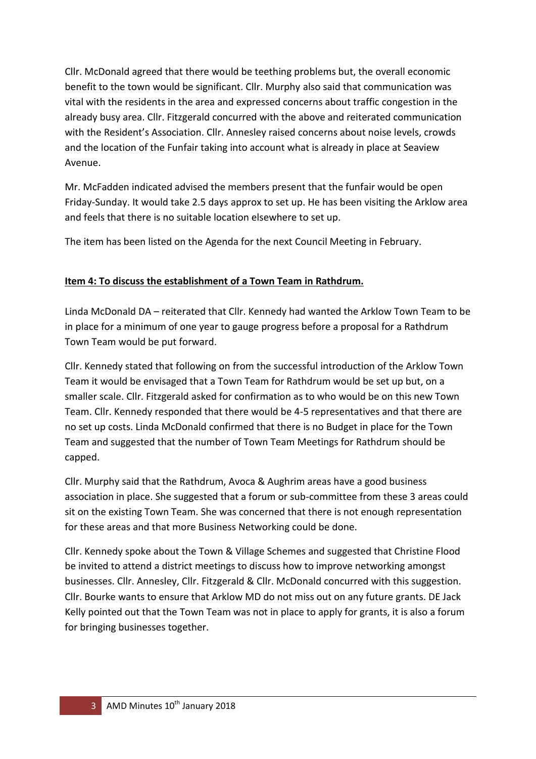Cllr. McDonald agreed that there would be teething problems but, the overall economic benefit to the town would be significant. Cllr. Murphy also said that communication was vital with the residents in the area and expressed concerns about traffic congestion in the already busy area. Cllr. Fitzgerald concurred with the above and reiterated communication with the Resident's Association. Cllr. Annesley raised concerns about noise levels, crowds and the location of the Funfair taking into account what is already in place at Seaview Avenue.

Mr. McFadden indicated advised the members present that the funfair would be open Friday-Sunday. It would take 2.5 days approx to set up. He has been visiting the Arklow area and feels that there is no suitable location elsewhere to set up.

The item has been listed on the Agenda for the next Council Meeting in February.

**Item 4: To discuss the establishment of a Town Team in Rathdrum.**

Linda McDonald DA – reiterated that Cllr. Kennedy had wanted the Arklow Town Team to be in place for a minimum of one year to gauge progress before a proposal for a Rathdrum Town Team would be put forward.

Cllr. Kennedy stated that following on from the successful introduction of the Arklow Town Team it would be envisaged that a Town Team for Rathdrum would be set up but, on a smaller scale. Cllr. Fitzgerald asked for confirmation as to who would be on this new Town Team. Cllr. Kennedy responded that there would be 4-5 representatives and that there are no set up costs. Linda McDonald confirmed that there is no Budget in place for the Town Team and suggested that the number of Town Team Meetings for Rathdrum should be capped.

Cllr. Murphy said that the Rathdrum, Avoca & Aughrim areas have a good business association in place. She suggested that a forum or sub-committee from these 3 areas could sit on the existing Town Team. She was concerned that there is not enough representation for these areas and that more Business Networking could be done.

Cllr. Kennedy spoke about the Town & Village Schemes and suggested that Christine Flood be invited to attend a district meetings to discuss how to improve networking amongst businesses. Cllr. Annesley, Cllr. Fitzgerald & Cllr. McDonald concurred with this suggestion. Cllr. Bourke wants to ensure that Arklow MD do not miss out on any future grants. DE Jack Kelly pointed out that the Town Team was not in place to apply for grants, it is also a forum for bringing businesses together.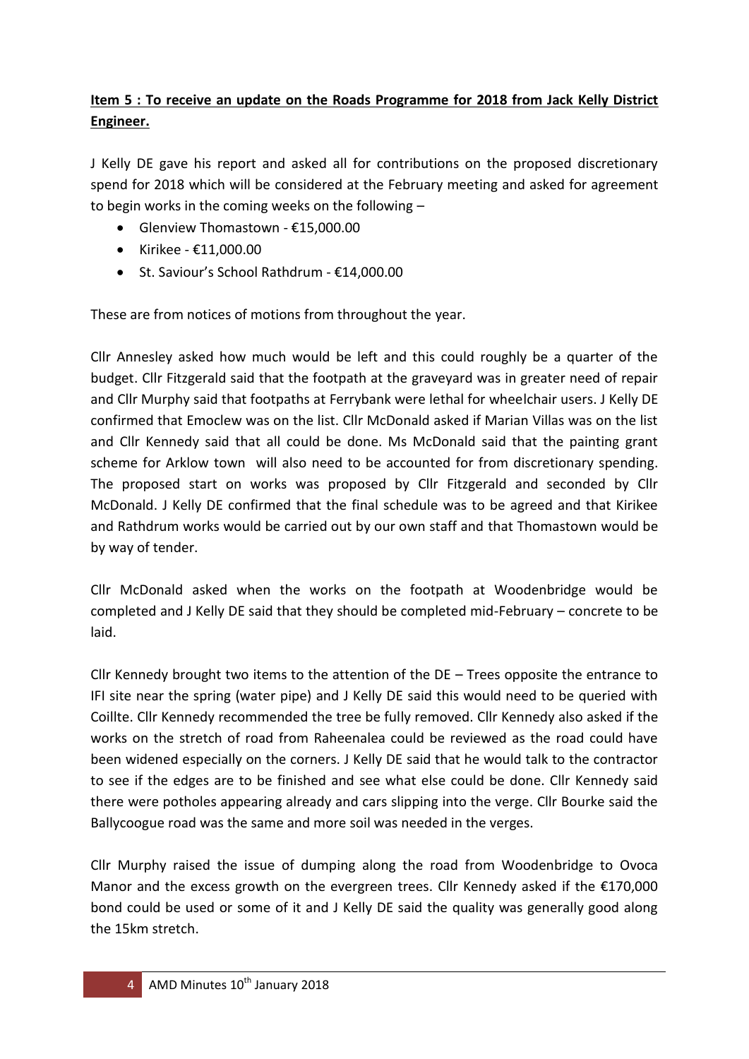**Item 5 : To receive an update on the Roads Programme for 2018 from Jack Kelly District Engineer.**

J Kelly DE gave his report and asked all for contributions on the proposed discretionary spend for 2018 which will be considered at the February meeting and asked for agreement to begin works in the coming weeks on the following –

- Glenview Thomastown - €15,000.00
- Kirikee - €11,000.00
- St. Saviour's School Rathdrum - €14,000.00

These are from notices of motions from throughout the year.

Cllr Annesley asked how much would be left and this could roughly be a quarter of the budget. Cllr Fitzgerald said that the footpath at the graveyard was in greater need of repair and Cllr Murphy said that footpaths at Ferrybank were lethal for wheelchair users. J Kelly DE confirmed that Emoclew was on the list. Cllr McDonald asked if Marian Villas was on the list and Cllr Kennedy said that all could be done. Ms McDonald said that the painting grant scheme for Arklow town will also need to be accounted for from discretionary spending. The proposed start on works was proposed by Cllr Fitzgerald and seconded by Cllr McDonald. J Kelly DE confirmed that the final schedule was to be agreed and that Kirikee and Rathdrum works would be carried out by our own staff and that Thomastown would be by way of tender.

Cllr McDonald asked when the works on the footpath at Woodenbridge would be completed and J Kelly DE said that they should be completed mid-February – concrete to be laid.

Cllr Kennedy brought two items to the attention of the DE – Trees opposite the entrance to IFI site near the spring (water pipe) and J Kelly DE said this would need to be queried with Coillte. Cllr Kennedy recommended the tree be fully removed. Cllr Kennedy also asked if the works on the stretch of road from Raheenalea could be reviewed as the road could have been widened especially on the corners. J Kelly DE said that he would talk to the contractor to see if the edges are to be finished and see what else could be done. Cllr Kennedy said there were potholes appearing already and cars slipping into the verge. Cllr Bourke said the Ballycoogue road was the same and more soil was needed in the verges.

Cllr Murphy raised the issue of dumping along the road from Woodenbridge to Ovoca Manor and the excess growth on the evergreen trees. Cllr Kennedy asked if the €170,000 bond could be used or some of it and J Kelly DE said the quality was generally good along the 15km stretch.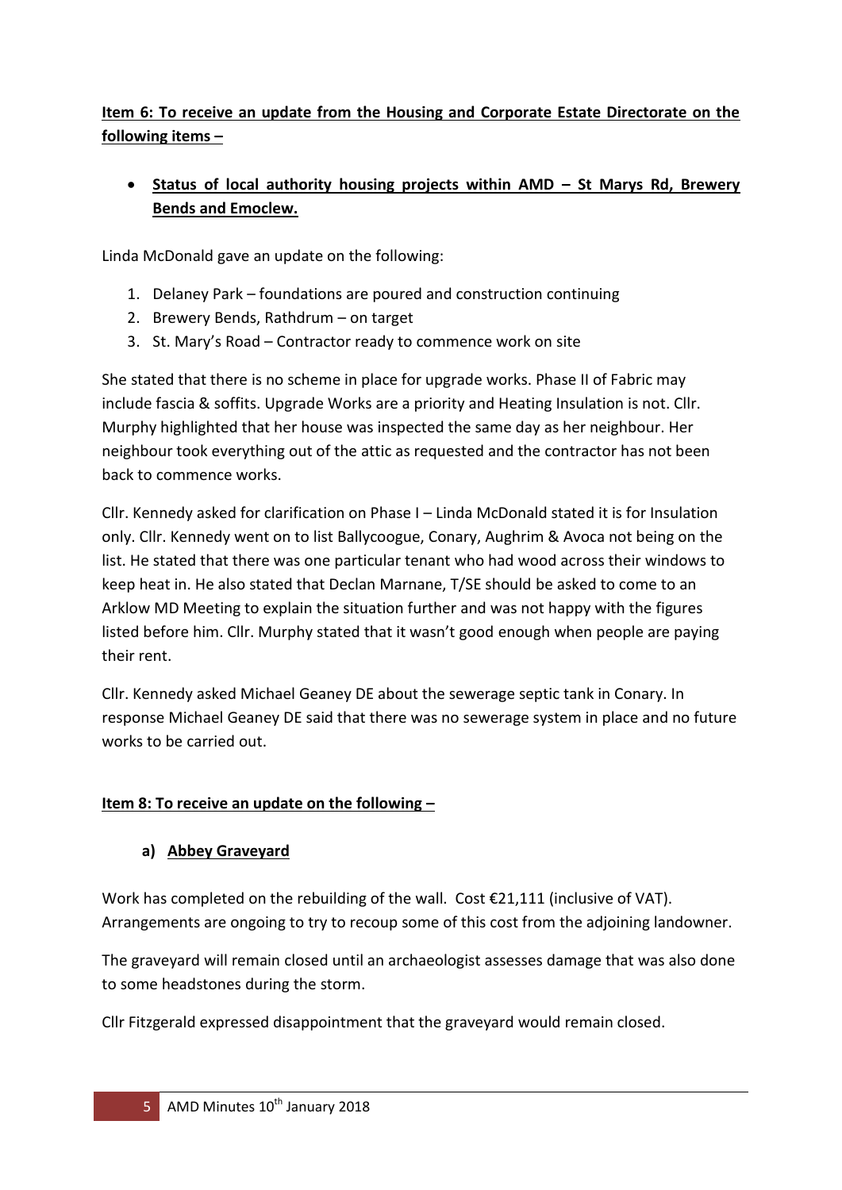**Item 6: To receive an update from the Housing and Corporate Estate Directorate on the following items –**

- **Status of local authority housing projects within AMD – St Marys Rd, Brewery Bends and Emoclew.**

Linda McDonald gave an update on the following:

1. Delaney Park – foundations are poured and construction continuing
2. Brewery Bends, Rathdrum – on target
3. St. Mary's Road – Contractor ready to commence work on site

She stated that there is no scheme in place for upgrade works. Phase II of Fabric may include fascia & soffits. Upgrade Works are a priority and Heating Insulation is not. Cllr. Murphy highlighted that her house was inspected the same day as her neighbour. Her neighbour took everything out of the attic as requested and the contractor has not been back to commence works.

Cllr. Kennedy asked for clarification on Phase I – Linda McDonald stated it is for Insulation only. Cllr. Kennedy went on to list Ballycoogue, Conary, Aughrim & Avoca not being on the list. He stated that there was one particular tenant who had wood across their windows to keep heat in. He also stated that Declan Marnane, T/SE should be asked to come to an Arklow MD Meeting to explain the situation further and was not happy with the figures listed before him. Cllr. Murphy stated that it wasn't good enough when people are paying their rent.

Cllr. Kennedy asked Michael Geaney DE about the sewerage septic tank in Conary. In response Michael Geaney DE said that there was no sewerage system in place and no future works to be carried out.

**Item 8: To receive an update on the following –**

**a) Abbey Graveyard**

Work has completed on the rebuilding of the wall. Cost €21,111 (inclusive of VAT). Arrangements are ongoing to try to recoup some of this cost from the adjoining landowner.

The graveyard will remain closed until an archaeologist assesses damage that was also done to some headstones during the storm.

Cllr Fitzgerald expressed disappointment that the graveyard would remain closed.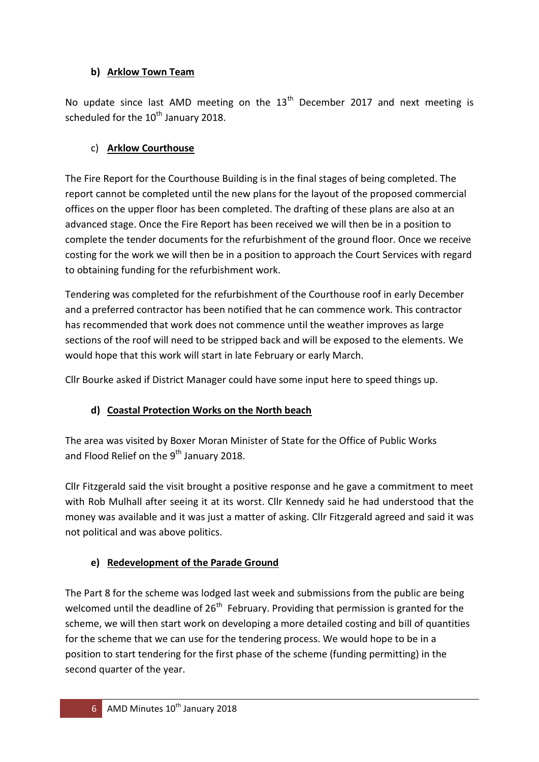**b) Arklow Town Team**

No update since last AMD meeting on the 13th December 2017 and next meeting is scheduled for the 10th January 2018.

c) **Arklow Courthouse**

The Fire Report for the Courthouse Building is in the final stages of being completed. The report cannot be completed until the new plans for the layout of the proposed commercial offices on the upper floor has been completed. The drafting of these plans are also at an advanced stage. Once the Fire Report has been received we will then be in a position to complete the tender documents for the refurbishment of the ground floor. Once we receive costing for the work we will then be in a position to approach the Court Services with regard to obtaining funding for the refurbishment work.

Tendering was completed for the refurbishment of the Courthouse roof in early December and a preferred contractor has been notified that he can commence work. This contractor has recommended that work does not commence until the weather improves as large sections of the roof will need to be stripped back and will be exposed to the elements. We would hope that this work will start in late February or early March.

Cllr Bourke asked if District Manager could have some input here to speed things up.

**d) Coastal Protection Works on the North beach**

The area was visited by Boxer Moran Minister of State for the Office of Public Works and Flood Relief on the 9th January 2018.

Cllr Fitzgerald said the visit brought a positive response and he gave a commitment to meet with Rob Mulhall after seeing it at its worst. Cllr Kennedy said he had understood that the money was available and it was just a matter of asking. Cllr Fitzgerald agreed and said it was not political and was above politics.

**e) Redevelopment of the Parade Ground**

The Part 8 for the scheme was lodged last week and submissions from the public are being welcomed until the deadline of 26th February. Providing that permission is granted for the scheme, we will then start work on developing a more detailed costing and bill of quantities for the scheme that we can use for the tendering process. We would hope to be in a position to start tendering for the first phase of the scheme (funding permitting) in the second quarter of the year.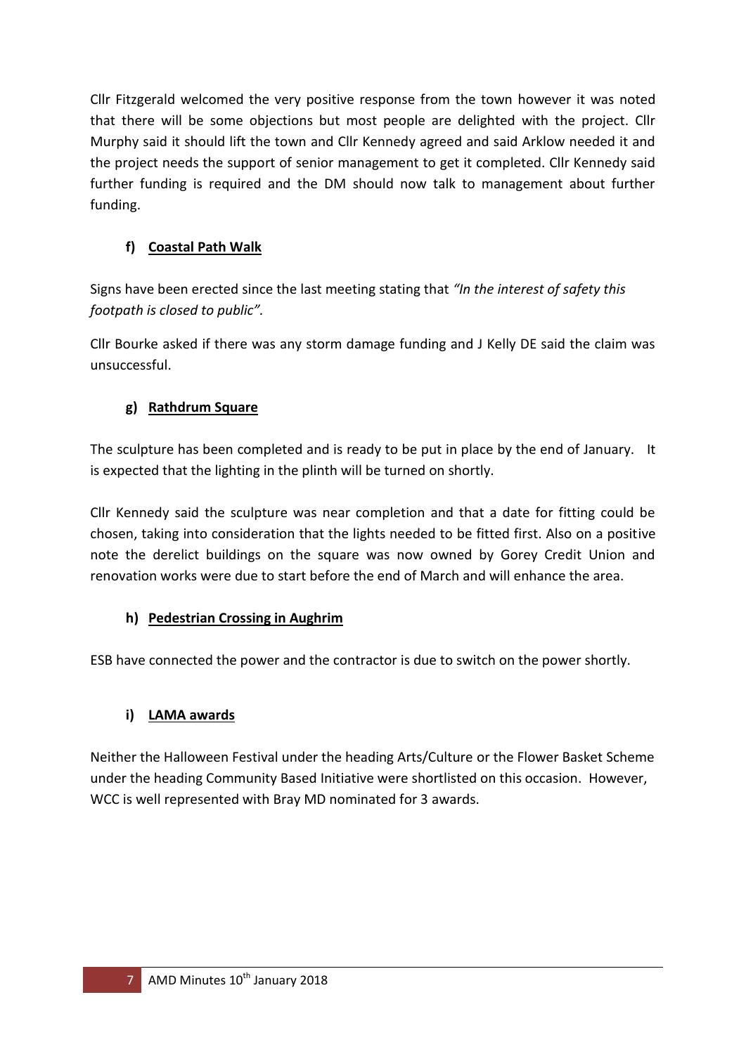Cllr Fitzgerald welcomed the very positive response from the town however it was noted that there will be some objections but most people are delighted with the project. Cllr Murphy said it should lift the town and Cllr Kennedy agreed and said Arklow needed it and the project needs the support of senior management to get it completed. Cllr Kennedy said further funding is required and the DM should now talk to management about further funding.

**f) Coastal Path Walk**

Signs have been erected since the last meeting stating that *"In the interest of safety this footpath is closed to public".*

Cllr Bourke asked if there was any storm damage funding and J Kelly DE said the claim was unsuccessful.

**g) Rathdrum Square**

The sculpture has been completed and is ready to be put in place by the end of January. It is expected that the lighting in the plinth will be turned on shortly.

Cllr Kennedy said the sculpture was near completion and that a date for fitting could be chosen, taking into consideration that the lights needed to be fitted first. Also on a positive note the derelict buildings on the square was now owned by Gorey Credit Union and renovation works were due to start before the end of March and will enhance the area.

**h) Pedestrian Crossing in Aughrim**

ESB have connected the power and the contractor is due to switch on the power shortly.

**i) LAMA awards**

Neither the Halloween Festival under the heading Arts/Culture or the Flower Basket Scheme under the heading Community Based Initiative were shortlisted on this occasion. However, WCC is well represented with Bray MD nominated for 3 awards.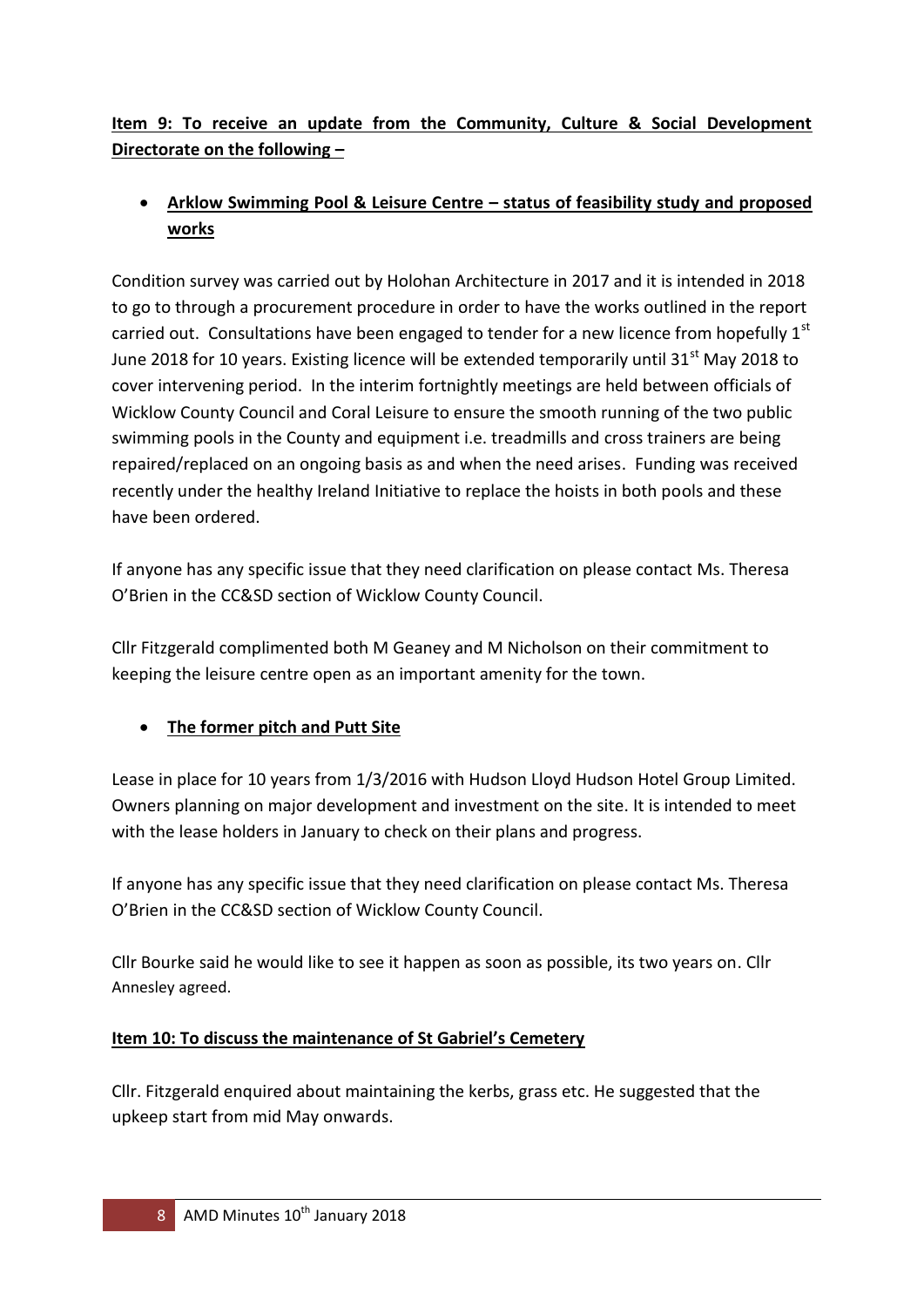**Item 9: To receive an update from the Community, Culture & Social Development Directorate on the following –**

- **Arklow Swimming Pool & Leisure Centre – status of feasibility study and proposed works**

Condition survey was carried out by Holohan Architecture in 2017 and it is intended in 2018 to go to through a procurement procedure in order to have the works outlined in the report carried out. Consultations have been engaged to tender for a new licence from hopefully 1st June 2018 for 10 years. Existing licence will be extended temporarily until 31st May 2018 to cover intervening period. In the interim fortnightly meetings are held between officials of Wicklow County Council and Coral Leisure to ensure the smooth running of the two public swimming pools in the County and equipment i.e. treadmills and cross trainers are being repaired/replaced on an ongoing basis as and when the need arises. Funding was received recently under the healthy Ireland Initiative to replace the hoists in both pools and these have been ordered.

If anyone has any specific issue that they need clarification on please contact Ms. Theresa O'Brien in the CC&SD section of Wicklow County Council.

Cllr Fitzgerald complimented both M Geaney and M Nicholson on their commitment to keeping the leisure centre open as an important amenity for the town.

- **The former pitch and Putt Site**

Lease in place for 10 years from 1/3/2016 with Hudson Lloyd Hudson Hotel Group Limited. Owners planning on major development and investment on the site. It is intended to meet with the lease holders in January to check on their plans and progress.

If anyone has any specific issue that they need clarification on please contact Ms. Theresa O'Brien in the CC&SD section of Wicklow County Council.

Cllr Bourke said he would like to see it happen as soon as possible, its two years on. Cllr Annesley agreed.

**Item 10: To discuss the maintenance of St Gabriel's Cemetery**

Cllr. Fitzgerald enquired about maintaining the kerbs, grass etc. He suggested that the upkeep start from mid May onwards.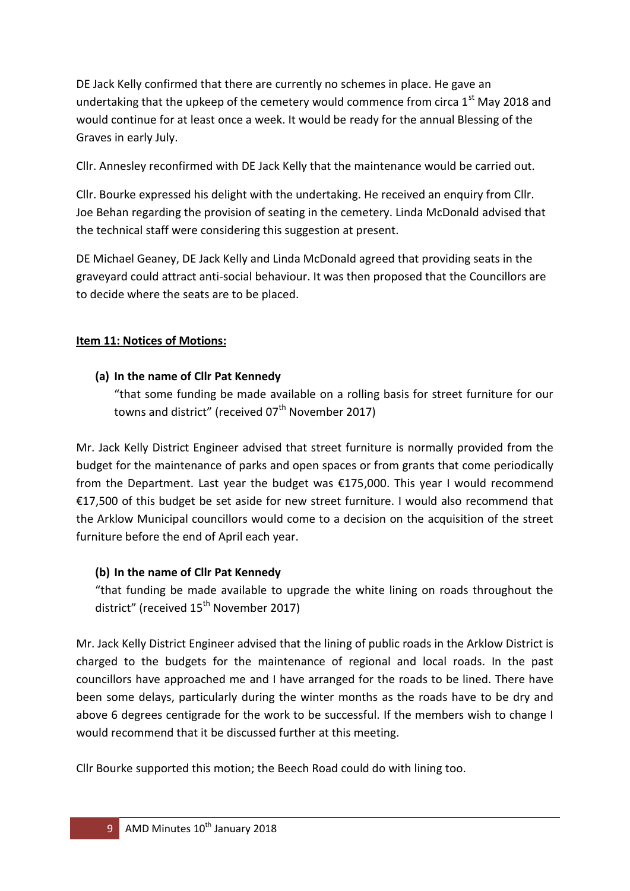DE Jack Kelly confirmed that there are currently no schemes in place. He gave an undertaking that the upkeep of the cemetery would commence from circa 1st May 2018 and would continue for at least once a week. It would be ready for the annual Blessing of the Graves in early July.

Cllr. Annesley reconfirmed with DE Jack Kelly that the maintenance would be carried out.

Cllr. Bourke expressed his delight with the undertaking. He received an enquiry from Cllr. Joe Behan regarding the provision of seating in the cemetery. Linda McDonald advised that the technical staff were considering this suggestion at present.

DE Michael Geaney, DE Jack Kelly and Linda McDonald agreed that providing seats in the graveyard could attract anti-social behaviour. It was then proposed that the Councillors are to decide where the seats are to be placed.

**Item 11: Notices of Motions:**

**(a) In the name of Cllr Pat Kennedy**

"that some funding be made available on a rolling basis for street furniture for our towns and district" (received 07th November 2017)

Mr. Jack Kelly District Engineer advised that street furniture is normally provided from the budget for the maintenance of parks and open spaces or from grants that come periodically from the Department. Last year the budget was €175,000. This year I would recommend €17,500 of this budget be set aside for new street furniture. I would also recommend that the Arklow Municipal councillors would come to a decision on the acquisition of the street furniture before the end of April each year.

**(b) In the name of Cllr Pat Kennedy**

"that funding be made available to upgrade the white lining on roads throughout the district" (received 15th November 2017)

Mr. Jack Kelly District Engineer advised that the lining of public roads in the Arklow District is charged to the budgets for the maintenance of regional and local roads. In the past councillors have approached me and I have arranged for the roads to be lined. There have been some delays, particularly during the winter months as the roads have to be dry and above 6 degrees centigrade for the work to be successful. If the members wish to change I would recommend that it be discussed further at this meeting.

Cllr Bourke supported this motion; the Beech Road could do with lining too.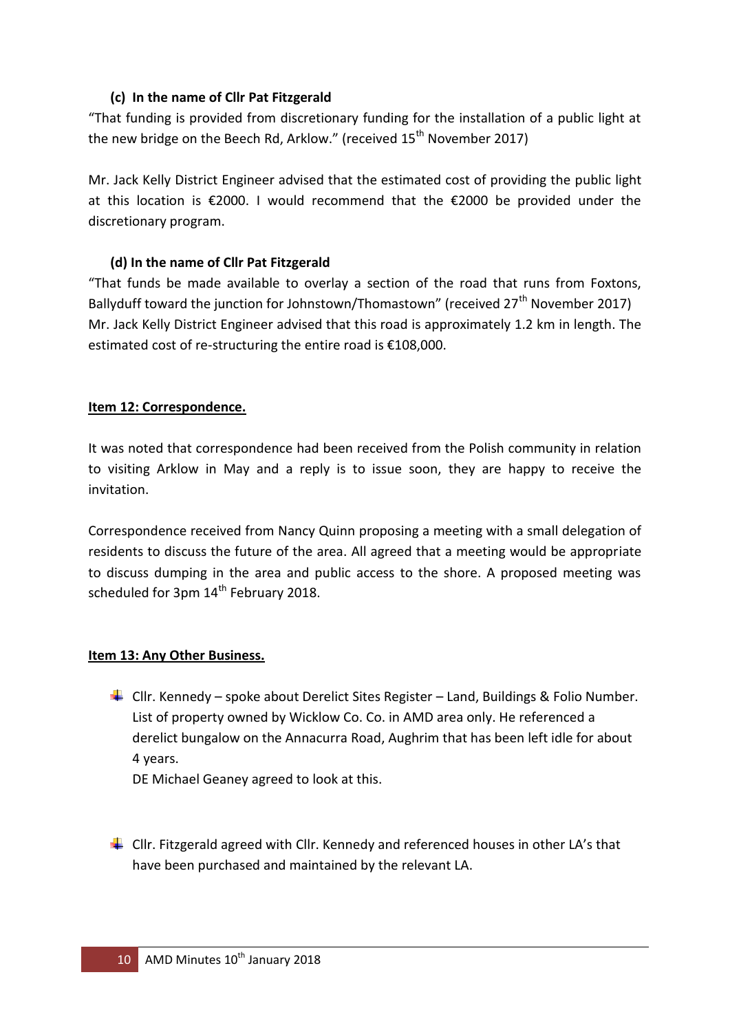**(c) In the name of Cllr Pat Fitzgerald**

"That funding is provided from discretionary funding for the installation of a public light at the new bridge on the Beech Rd, Arklow." (received 15th November 2017)

Mr. Jack Kelly District Engineer advised that the estimated cost of providing the public light at this location is €2000. I would recommend that the €2000 be provided under the discretionary program.

**(d) In the name of Cllr Pat Fitzgerald**

"That funds be made available to overlay a section of the road that runs from Foxtons, Ballyduff toward the junction for Johnstown/Thomastown" (received 27th November 2017)
Mr. Jack Kelly District Engineer advised that this road is approximately 1.2 km in length. The estimated cost of re-structuring the entire road is €108,000.

**Item 12: Correspondence.**

It was noted that correspondence had been received from the Polish community in relation to visiting Arklow in May and a reply is to issue soon, they are happy to receive the invitation.

Correspondence received from Nancy Quinn proposing a meeting with a small delegation of residents to discuss the future of the area. All agreed that a meeting would be appropriate to discuss dumping in the area and public access to the shore. A proposed meeting was scheduled for 3pm 14th February 2018.

**Item 13: Any Other Business.**

- Cllr. Kennedy – spoke about Derelict Sites Register – Land, Buildings & Folio Number. List of property owned by Wicklow Co. Co. in AMD area only. He referenced a derelict bungalow on the Annacurra Road, Aughrim that has been left idle for about 4 years.
  DE Michael Geaney agreed to look at this.

- Cllr. Fitzgerald agreed with Cllr. Kennedy and referenced houses in other LA's that have been purchased and maintained by the relevant LA.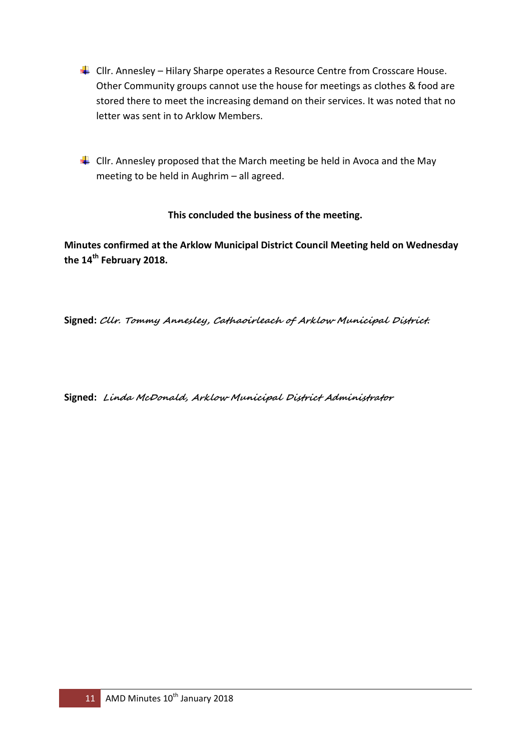- Cllr. Annesley – Hilary Sharpe operates a Resource Centre from Crosscare House. Other Community groups cannot use the house for meetings as clothes & food are stored there to meet the increasing demand on their services. It was noted that no letter was sent in to Arklow Members.

- Cllr. Annesley proposed that the March meeting be held in Avoca and the May meeting to be held in Aughrim – all agreed.

**This concluded the business of the meeting.**

**Minutes confirmed at the Arklow Municipal District Council Meeting held on Wednesday the 14th February 2018.**

**Signed:** *Cllr. Tommy Annesley, Cathaoirleach of Arklow Municipal District.*

**Signed:** *Linda McDonald, Arklow Municipal District Administrator*